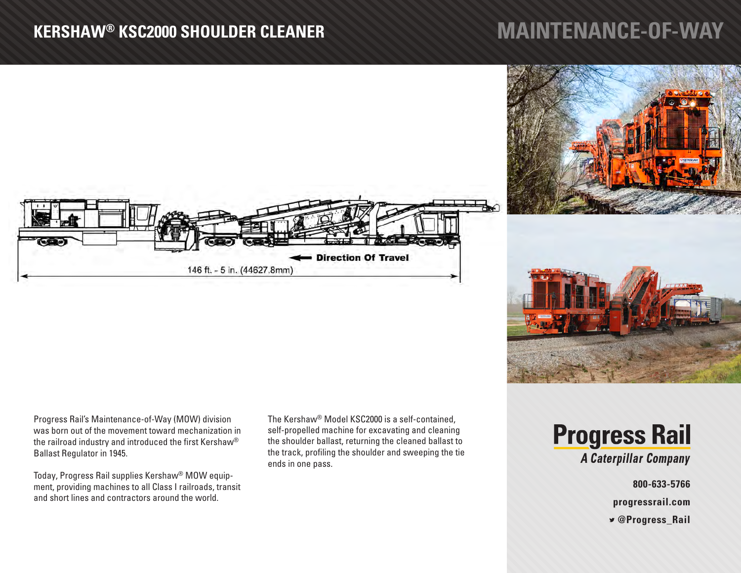# KERSHAW® KSC2000 SHOULDER CLEANER

## MAINTENANCE-OF-WAY

Direction Of Travel

146 ft. - 5 in. (44627.8mm)

Progress Rail's Maintenance-of-Way (MOW) division was born out of the movement toward mechanization in the railroad industry and introduced the first Kershaw® Ballast Regulator in 1945.

Today, Progress Rail supplies Kershaw® MOW equipment, providing machines to all Class I railroads, transit and short lines and contractors around the world.

The Kershaw® Model KSC2000 is a self-contained, self-propelled machine for excavating and cleaning the shoulder ballast, returning the cleaned ballast to the track, profiling the shoulder and sweeping the tie ends in one pass.

**Progress Rail**
*A Caterpillar Company*

**800-633-5766**

**progressrail.com**

**@Progress_Rail**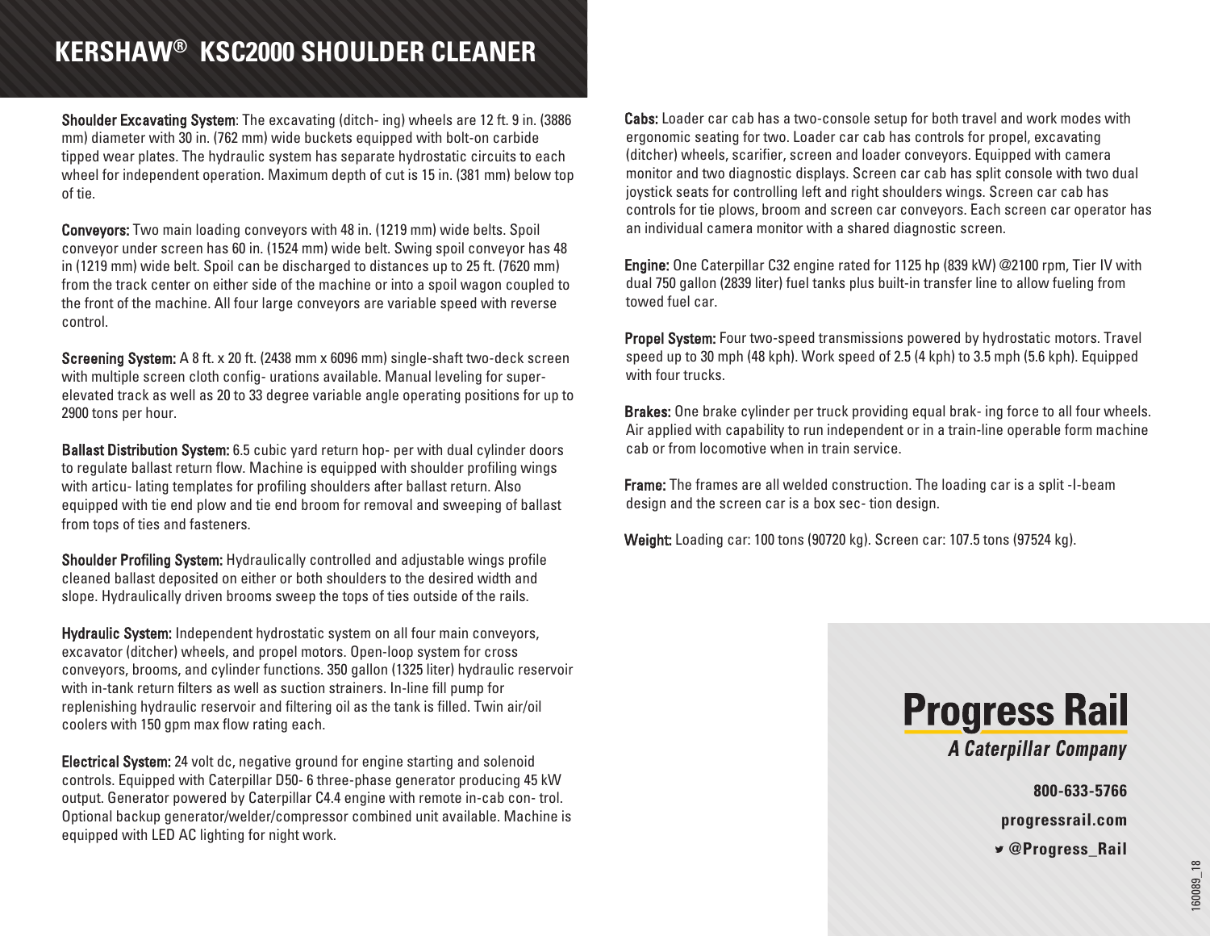# KERSHAW® KSC2000 SHOULDER CLEANER

**Shoulder Excavating System**: The excavating (ditch- ing) wheels are 12 ft. 9 in. (3886 mm) diameter with 30 in. (762 mm) wide buckets equipped with bolt-on carbide tipped wear plates. The hydraulic system has separate hydrostatic circuits to each wheel for independent operation. Maximum depth of cut is 15 in. (381 mm) below top of tie.

**Conveyors:** Two main loading conveyors with 48 in. (1219 mm) wide belts. Spoil conveyor under screen has 60 in. (1524 mm) wide belt. Swing spoil conveyor has 48 in (1219 mm) wide belt. Spoil can be discharged to distances up to 25 ft. (7620 mm) from the track center on either side of the machine or into a spoil wagon coupled to the front of the machine. All four large conveyors are variable speed with reverse control.

**Screening System:** A 8 ft. x 20 ft. (2438 mm x 6096 mm) single-shaft two-deck screen with multiple screen cloth config- urations available. Manual leveling for super-elevated track as well as 20 to 33 degree variable angle operating positions for up to 2900 tons per hour.

**Ballast Distribution System:** 6.5 cubic yard return hop- per with dual cylinder doors to regulate ballast return flow. Machine is equipped with shoulder profiling wings with articu- lating templates for profiling shoulders after ballast return. Also equipped with tie end plow and tie end broom for removal and sweeping of ballast from tops of ties and fasteners.

**Shoulder Profiling System:** Hydraulically controlled and adjustable wings profile cleaned ballast deposited on either or both shoulders to the desired width and slope. Hydraulically driven brooms sweep the tops of ties outside of the rails.

**Hydraulic System:** Independent hydrostatic system on all four main conveyors, excavator (ditcher) wheels, and propel motors. Open-loop system for cross conveyors, brooms, and cylinder functions. 350 gallon (1325 liter) hydraulic reservoir with in-tank return filters as well as suction strainers. In-line fill pump for replenishing hydraulic reservoir and filtering oil as the tank is filled. Twin air/oil coolers with 150 gpm max flow rating each.

**Electrical System:** 24 volt dc, negative ground for engine starting and solenoid controls. Equipped with Caterpillar D50- 6 three-phase generator producing 45 kW output. Generator powered by Caterpillar C4.4 engine with remote in-cab con- trol. Optional backup generator/welder/compressor combined unit available. Machine is equipped with LED AC lighting for night work.

**Cabs:** Loader car cab has a two-console setup for both travel and work modes with ergonomic seating for two. Loader car cab has controls for propel, excavating (ditcher) wheels, scarifier, screen and loader conveyors. Equipped with camera monitor and two diagnostic displays. Screen car cab has split console with two dual joystick seats for controlling left and right shoulders wings. Screen car cab has controls for tie plows, broom and screen car conveyors. Each screen car operator has an individual camera monitor with a shared diagnostic screen.

**Engine:** One Caterpillar C32 engine rated for 1125 hp (839 kW) @2100 rpm, Tier IV with dual 750 gallon (2839 liter) fuel tanks plus built-in transfer line to allow fueling from towed fuel car.

**Propel System:** Four two-speed transmissions powered by hydrostatic motors. Travel speed up to 30 mph (48 kph). Work speed of 2.5 (4 kph) to 3.5 mph (5.6 kph). Equipped with four trucks.

**Brakes:** One brake cylinder per truck providing equal brak- ing force to all four wheels. Air applied with capability to run independent or in a train-line operable form machine cab or from locomotive when in train service.

**Frame:** The frames are all welded construction. The loading car is a split -I-beam design and the screen car is a box sec- tion design.

**Weight:** Loading car: 100 tons (90720 kg). Screen car: 107.5 tons (97524 kg).

**Progress Rail**
*A Caterpillar Company*

**800-633-5766**

**progressrail.com**

**@Progress_Rail**

160089_18